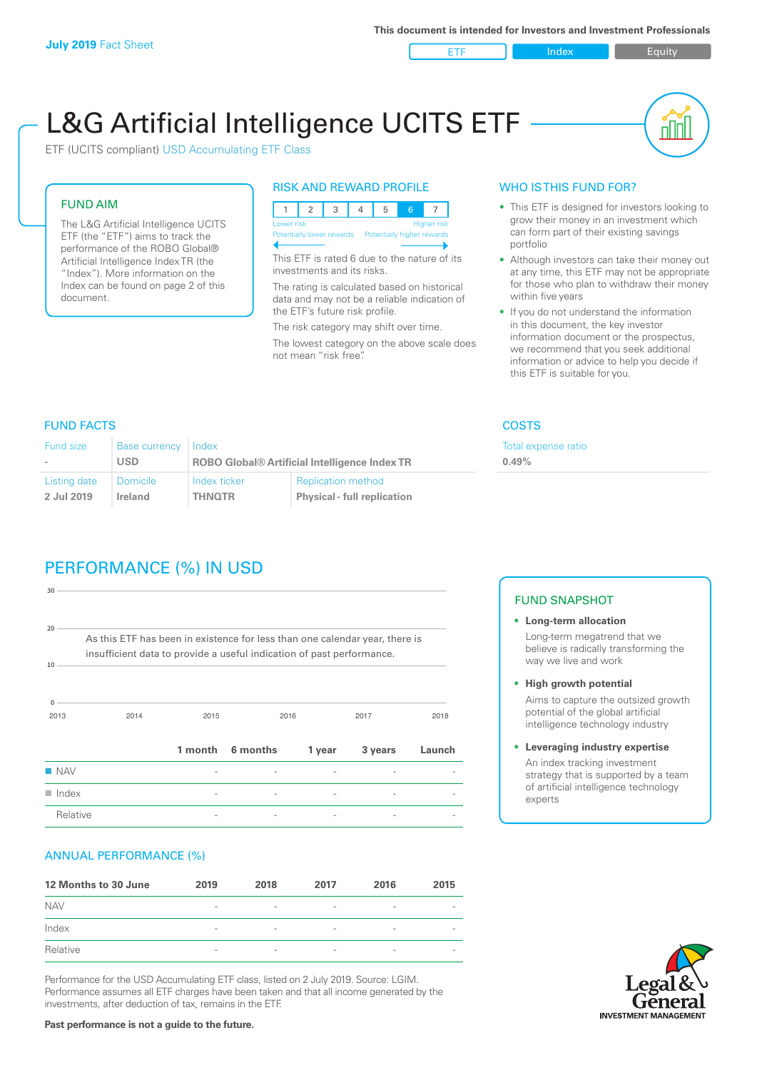This document is intended for Investors and Investment Professionals

**July 2019** Fact Sheet

ETF | Index | Equity

# L&G Artificial Intelligence UCITS ETF

ETF (UCITS compliant) USD Accumulating ETF Class

## FUND AIM

The L&G Artificial Intelligence UCITS ETF (the "ETF") aims to track the performance of the ROBO Global® Artificial Intelligence Index TR (the "Index"). More information on the Index can be found on page 2 of this document.

## RISK AND REWARD PROFILE

| 1 | 2 | 3 | 4 | 5 | 6 | 7 |
|---|---|---|---|---|---|---|

Lower risk — Higher risk

Potentially lower rewards — Potentially higher rewards

This ETF is rated 6 due to the nature of its investments and its risks.

The rating is calculated based on historical data and may not be a reliable indication of the ETF's future risk profile.

The risk category may shift over time.

The lowest category on the above scale does not mean "risk free".

## WHO IS THIS FUND FOR?

- This ETF is designed for investors looking to grow their money in an investment which can form part of their existing savings portfolio
- Although investors can take their money out at any time, this ETF may not be appropriate for those who plan to withdraw their money within five years
- If you do not understand the information in this document, the key investor information document or the prospectus, we recommend that you seek additional information or advice to help you decide if this ETF is suitable for you.

## FUND FACTS

| Fund size | Base currency | Index | |
|---|---|---|---|
| - | USD | ROBO Global® Artificial Intelligence Index TR | |
| **Listing date** | **Domicile** | **Index ticker** | **Replication method** |
| 2 Jul 2019 | Ireland | THNQTR | Physical - full replication |

## COSTS

Total expense ratio

**0.49%**

## PERFORMANCE (%) IN USD

As this ETF has been in existence for less than one calendar year, there is insufficient data to provide a useful indication of past performance.

| | 1 month | 6 months | 1 year | 3 years | Launch |
|---|---|---|---|---|---|
| NAV | - | - | - | - | - |
| Index | - | - | - | - | - |
| Relative | - | - | - | - | - |

## ANNUAL PERFORMANCE (%)

| 12 Months to 30 June | 2019 | 2018 | 2017 | 2016 | 2015 |
|---|---|---|---|---|---|
| NAV | - | - | - | - | - |
| Index | - | - | - | - | - |
| Relative | - | - | - | - | - |

Performance for the USD Accumulating ETF class, listed on 2 July 2019. Source: LGIM. Performance assumes all ETF charges have been taken and that all income generated by the investments, after deduction of tax, remains in the ETF.

**Past performance is not a guide to the future.**

## FUND SNAPSHOT

- **Long-term allocation**
  Long-term megatrend that we believe is radically transforming the way we live and work
- **High growth potential**
  Aims to capture the outsized growth potential of the global artificial intelligence technology industry
- **Leveraging industry expertise**
  An index tracking investment strategy that is supported by a team of artificial intelligence technology experts

Legal & General INVESTMENT MANAGEMENT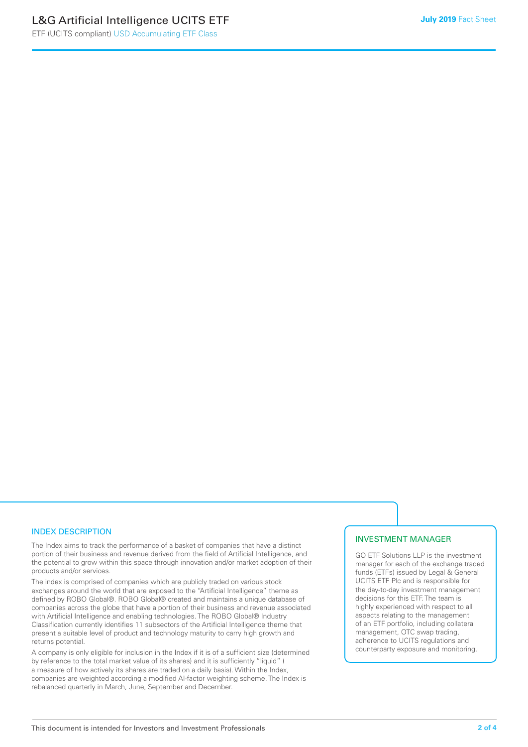## INDEX DESCRIPTION

The Index aims to track the performance of a basket of companies that have a distinct portion of their business and revenue derived from the field of Artificial Intelligence, and the potential to grow within this space through innovation and/or market adoption of their products and/or services.

The index is comprised of companies which are publicly traded on various stock exchanges around the world that are exposed to the "Artificial Intelligence" theme as defined by ROBO Global®. ROBO Global® created and maintains a unique database of companies across the globe that have a portion of their business and revenue associated with Artificial Intelligence and enabling technologies. The ROBO Global® Industry Classification currently identifies 11 subsectors of the Artificial Intelligence theme that present a suitable level of product and technology maturity to carry high growth and returns potential.

A company is only eligible for inclusion in the Index if it is of a sufficient size (determined by reference to the total market value of its shares) and it is sufficiently "liquid" ( a measure of how actively its shares are traded on a daily basis). Within the Index, companies are weighted according a modified AI-factor weighting scheme. The Index is rebalanced quarterly in March, June, September and December.

## INVESTMENT MANAGER

GO ETF Solutions LLP is the investment manager for each of the exchange traded funds (ETFs) issued by Legal & General UCITS ETF Plc and is responsible for the day-to-day investment management decisions for this ETF. The team is highly experienced with respect to all aspects relating to the management of an ETF portfolio, including collateral management, OTC swap trading, adherence to UCITS regulations and counterparty exposure and monitoring.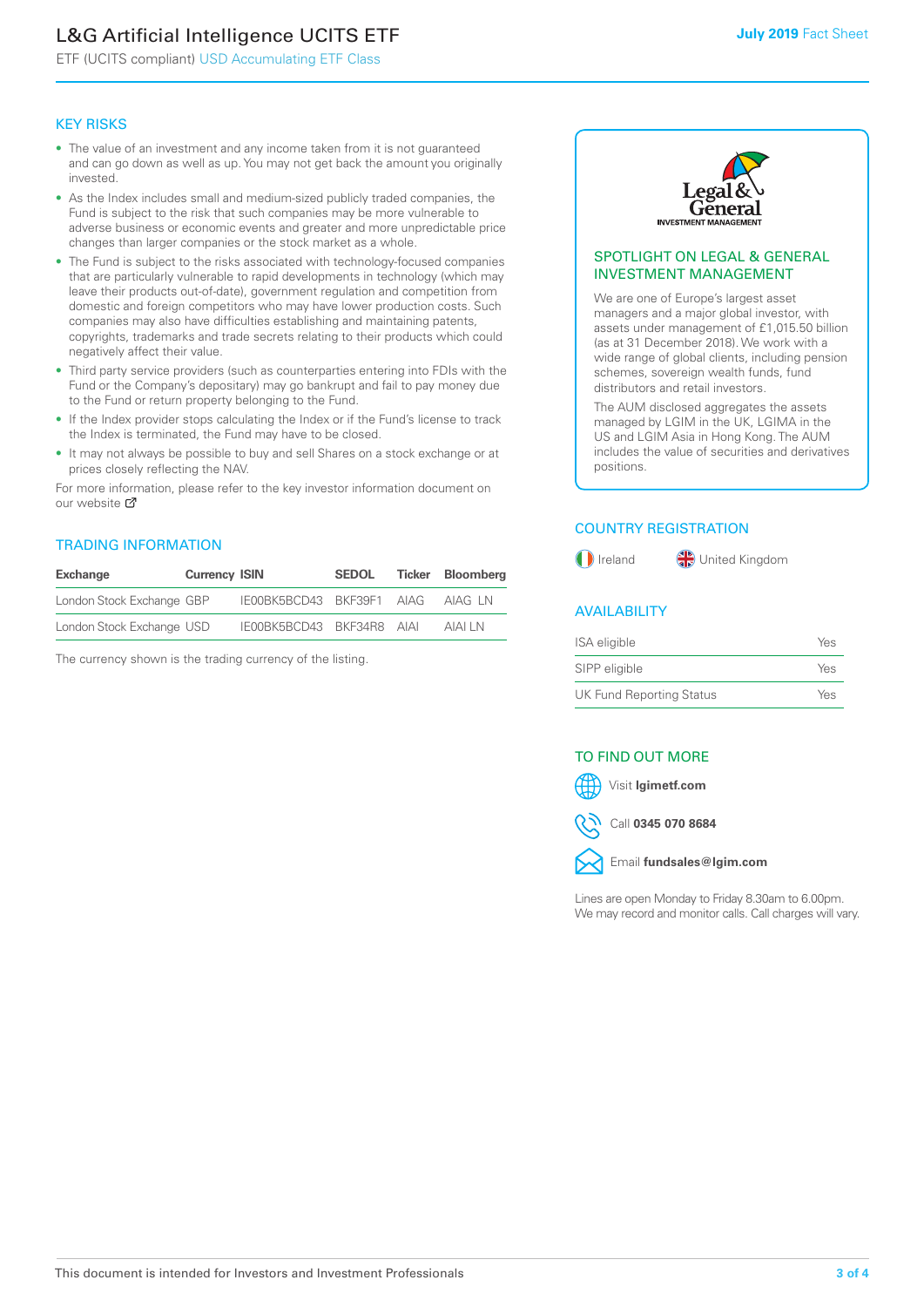# L&G Artificial Intelligence UCITS ETF

ETF (UCITS compliant) USD Accumulating ETF Class

**July 2019** Fact Sheet

## KEY RISKS

- The value of an investment and any income taken from it is not guaranteed and can go down as well as up. You may not get back the amount you originally invested.
- As the Index includes small and medium-sized publicly traded companies, the Fund is subject to the risk that such companies may be more vulnerable to adverse business or economic events and greater and more unpredictable price changes than larger companies or the stock market as a whole.
- The Fund is subject to the risks associated with technology-focused companies that are particularly vulnerable to rapid developments in technology (which may leave their products out-of-date), government regulation and competition from domestic and foreign competitors who may have lower production costs. Such companies may also have difficulties establishing and maintaining patents, copyrights, trademarks and trade secrets relating to their products which could negatively affect their value.
- Third party service providers (such as counterparties entering into FDIs with the Fund or the Company's depositary) may go bankrupt and fail to pay money due to the Fund or return property belonging to the Fund.
- If the Index provider stops calculating the Index or if the Fund's license to track the Index is terminated, the Fund may have to be closed.
- It may not always be possible to buy and sell Shares on a stock exchange or at prices closely reflecting the NAV.

For more information, please refer to the key investor information document on our website

## TRADING INFORMATION

| Exchange | Currency | ISIN | SEDOL | Ticker | Bloomberg |
|---|---|---|---|---|---|
| London Stock Exchange | GBP | IE00BK5BCD43 | BKF39F1 | AIAG | AIAG LN |
| London Stock Exchange | USD | IE00BK5BCD43 | BKF34R8 | AIAI | AIAI LN |

The currency shown is the trading currency of the listing.

## SPOTLIGHT ON LEGAL & GENERAL INVESTMENT MANAGEMENT

We are one of Europe's largest asset managers and a major global investor, with assets under management of £1,015.50 billion (as at 31 December 2018). We work with a wide range of global clients, including pension schemes, sovereign wealth funds, fund distributors and retail investors.

The AUM disclosed aggregates the assets managed by LGIM in the UK, LGIMA in the US and LGIM Asia in Hong Kong. The AUM includes the value of securities and derivatives positions.

## COUNTRY REGISTRATION

Ireland

United Kingdom

## AVAILABILITY

| | |
|---|---|
| ISA eligible | Yes |
| SIPP eligible | Yes |
| UK Fund Reporting Status | Yes |

## TO FIND OUT MORE

Visit **lgimetf.com**

Call **0345 070 8684**

Email **fundsales@lgim.com**

Lines are open Monday to Friday 8.30am to 6.00pm. We may record and monitor calls. Call charges will vary.

This document is intended for Investors and Investment Professionals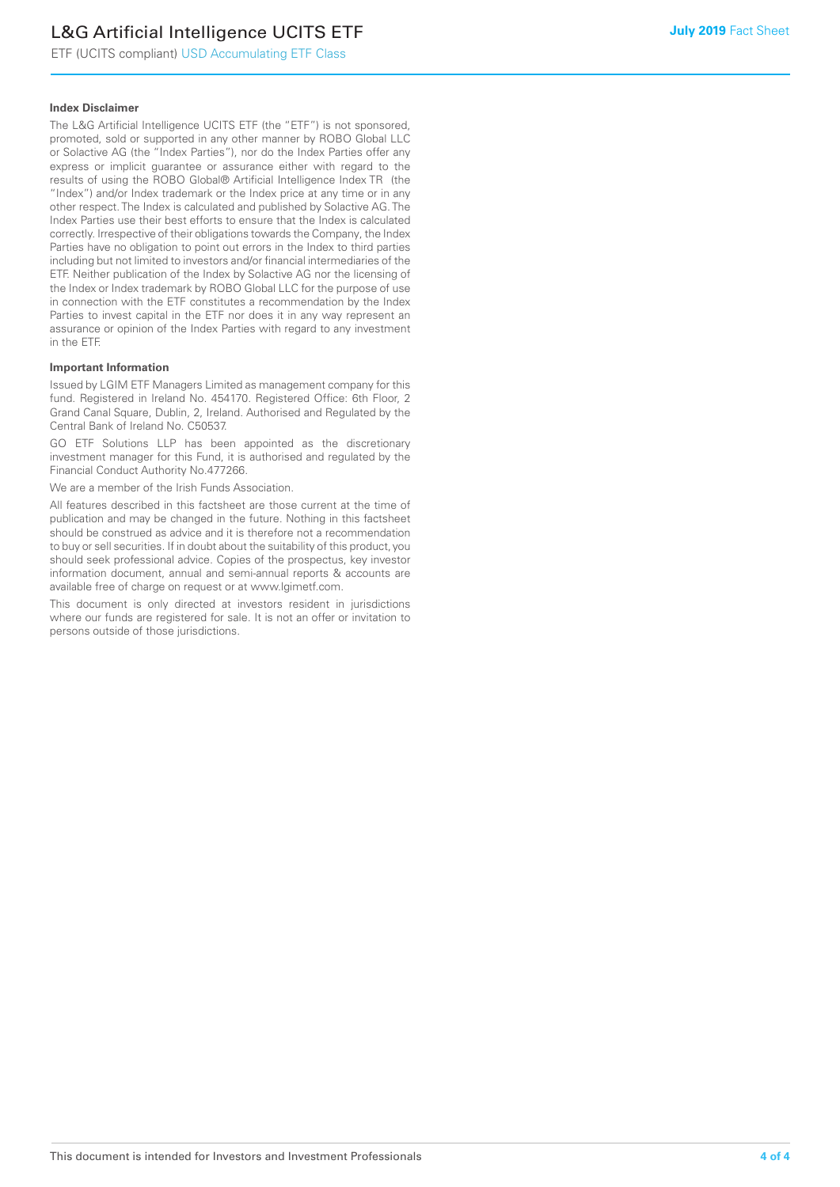**Index Disclaimer**

The L&G Artificial Intelligence UCITS ETF (the "ETF") is not sponsored, promoted, sold or supported in any other manner by ROBO Global LLC or Solactive AG (the "Index Parties"), nor do the Index Parties offer any express or implicit guarantee or assurance either with regard to the results of using the ROBO Global® Artificial Intelligence Index TR (the "Index") and/or Index trademark or the Index price at any time or in any other respect. The Index is calculated and published by Solactive AG. The Index Parties use their best efforts to ensure that the Index is calculated correctly. Irrespective of their obligations towards the Company, the Index Parties have no obligation to point out errors in the Index to third parties including but not limited to investors and/or financial intermediaries of the ETF. Neither publication of the Index by Solactive AG nor the licensing of the Index or Index trademark by ROBO Global LLC for the purpose of use in connection with the ETF constitutes a recommendation by the Index Parties to invest capital in the ETF nor does it in any way represent an assurance or opinion of the Index Parties with regard to any investment in the ETF.

**Important Information**

Issued by LGIM ETF Managers Limited as management company for this fund. Registered in Ireland No. 454170. Registered Office: 6th Floor, 2 Grand Canal Square, Dublin, 2, Ireland. Authorised and Regulated by the Central Bank of Ireland No. C50537.

GO ETF Solutions LLP has been appointed as the discretionary investment manager for this Fund, it is authorised and regulated by the Financial Conduct Authority No.477266.

We are a member of the Irish Funds Association.

All features described in this factsheet are those current at the time of publication and may be changed in the future. Nothing in this factsheet should be construed as advice and it is therefore not a recommendation to buy or sell securities. If in doubt about the suitability of this product, you should seek professional advice. Copies of the prospectus, key investor information document, annual and semi-annual reports & accounts are available free of charge on request or at www.lgimetf.com.

This document is only directed at investors resident in jurisdictions where our funds are registered for sale. It is not an offer or invitation to persons outside of those jurisdictions.